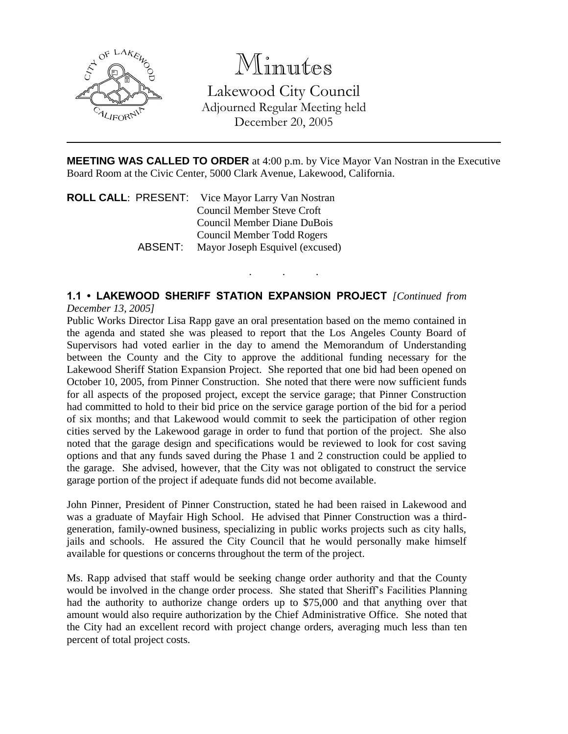# Minutes

Lakewood City Council
Adjourned Regular Meeting held
December 20, 2005

---

**MEETING WAS CALLED TO ORDER** at 4:00 p.m. by Vice Mayor Van Nostran in the Executive Board Room at the Civic Center, 5000 Clark Avenue, Lakewood, California.

**ROLL CALL**: PRESENT: Vice Mayor Larry Van Nostran
Council Member Steve Croft
Council Member Diane DuBois
Council Member Todd Rogers

ABSENT: Mayor Joseph Esquivel (excused)

. . .

**1.1 • LAKEWOOD SHERIFF STATION EXPANSION PROJECT** *[Continued from December 13, 2005]*

Public Works Director Lisa Rapp gave an oral presentation based on the memo contained in the agenda and stated she was pleased to report that the Los Angeles County Board of Supervisors had voted earlier in the day to amend the Memorandum of Understanding between the County and the City to approve the additional funding necessary for the Lakewood Sheriff Station Expansion Project. She reported that one bid had been opened on October 10, 2005, from Pinner Construction. She noted that there were now sufficient funds for all aspects of the proposed project, except the service garage; that Pinner Construction had committed to hold to their bid price on the service garage portion of the bid for a period of six months; and that Lakewood would commit to seek the participation of other region cities served by the Lakewood garage in order to fund that portion of the project. She also noted that the garage design and specifications would be reviewed to look for cost saving options and that any funds saved during the Phase 1 and 2 construction could be applied to the garage. She advised, however, that the City was not obligated to construct the service garage portion of the project if adequate funds did not become available.

John Pinner, President of Pinner Construction, stated he had been raised in Lakewood and was a graduate of Mayfair High School. He advised that Pinner Construction was a third-generation, family-owned business, specializing in public works projects such as city halls, jails and schools. He assured the City Council that he would personally make himself available for questions or concerns throughout the term of the project.

Ms. Rapp advised that staff would be seeking change order authority and that the County would be involved in the change order process. She stated that Sheriff's Facilities Planning had the authority to authorize change orders up to $75,000 and that anything over that amount would also require authorization by the Chief Administrative Office. She noted that the City had an excellent record with project change orders, averaging much less than ten percent of total project costs.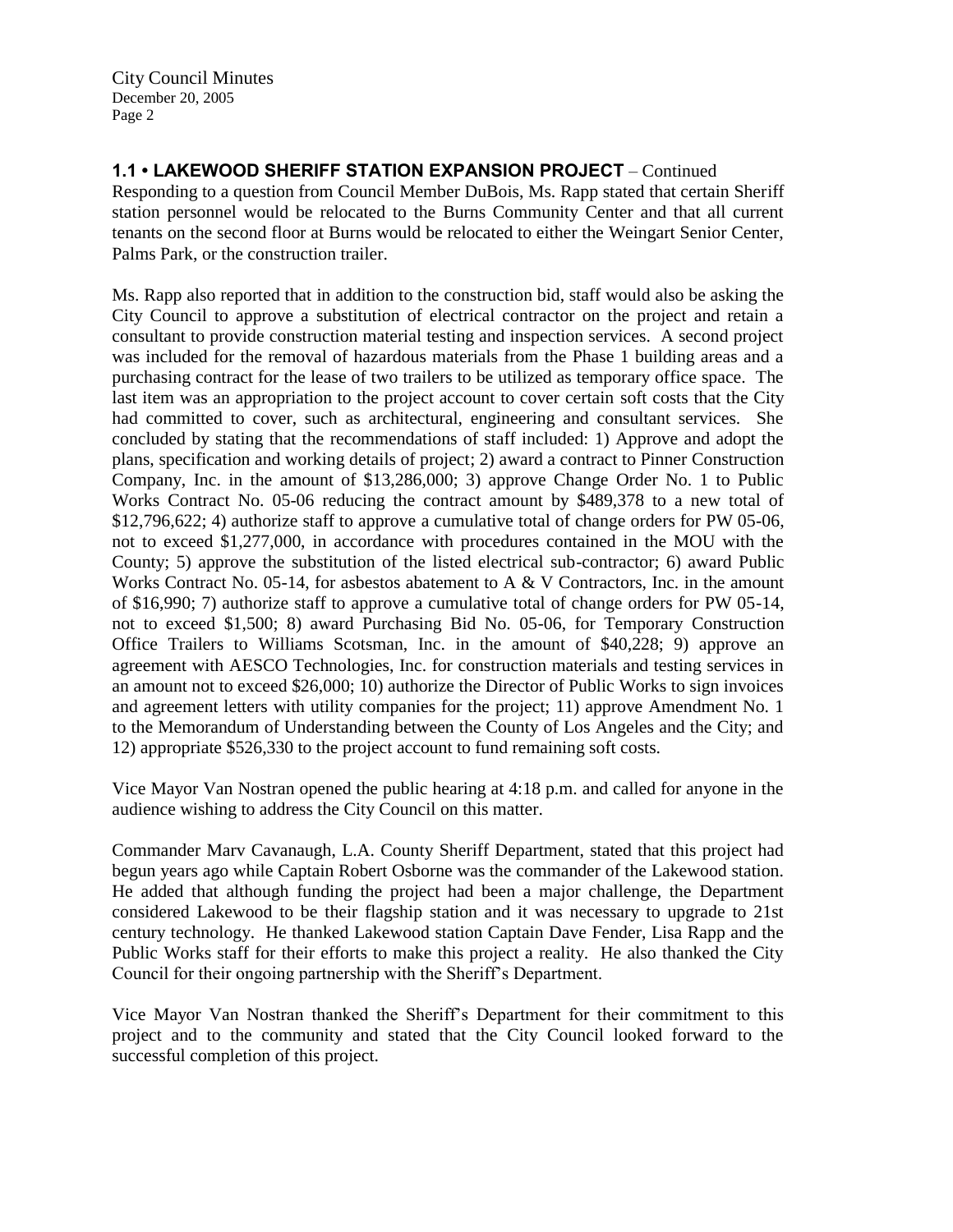## 1.1 • LAKEWOOD SHERIFF STATION EXPANSION PROJECT – Continued

Responding to a question from Council Member DuBois, Ms. Rapp stated that certain Sheriff station personnel would be relocated to the Burns Community Center and that all current tenants on the second floor at Burns would be relocated to either the Weingart Senior Center, Palms Park, or the construction trailer.

Ms. Rapp also reported that in addition to the construction bid, staff would also be asking the City Council to approve a substitution of electrical contractor on the project and retain a consultant to provide construction material testing and inspection services. A second project was included for the removal of hazardous materials from the Phase 1 building areas and a purchasing contract for the lease of two trailers to be utilized as temporary office space. The last item was an appropriation to the project account to cover certain soft costs that the City had committed to cover, such as architectural, engineering and consultant services. She concluded by stating that the recommendations of staff included: 1) Approve and adopt the plans, specification and working details of project; 2) award a contract to Pinner Construction Company, Inc. in the amount of $13,286,000; 3) approve Change Order No. 1 to Public Works Contract No. 05-06 reducing the contract amount by $489,378 to a new total of $12,796,622; 4) authorize staff to approve a cumulative total of change orders for PW 05-06, not to exceed $1,277,000, in accordance with procedures contained in the MOU with the County; 5) approve the substitution of the listed electrical sub-contractor; 6) award Public Works Contract No. 05-14, for asbestos abatement to A & V Contractors, Inc. in the amount of $16,990; 7) authorize staff to approve a cumulative total of change orders for PW 05-14, not to exceed $1,500; 8) award Purchasing Bid No. 05-06, for Temporary Construction Office Trailers to Williams Scotsman, Inc. in the amount of $40,228; 9) approve an agreement with AESCO Technologies, Inc. for construction materials and testing services in an amount not to exceed $26,000; 10) authorize the Director of Public Works to sign invoices and agreement letters with utility companies for the project; 11) approve Amendment No. 1 to the Memorandum of Understanding between the County of Los Angeles and the City; and 12) appropriate $526,330 to the project account to fund remaining soft costs.

Vice Mayor Van Nostran opened the public hearing at 4:18 p.m. and called for anyone in the audience wishing to address the City Council on this matter.

Commander Marv Cavanaugh, L.A. County Sheriff Department, stated that this project had begun years ago while Captain Robert Osborne was the commander of the Lakewood station. He added that although funding the project had been a major challenge, the Department considered Lakewood to be their flagship station and it was necessary to upgrade to 21st century technology. He thanked Lakewood station Captain Dave Fender, Lisa Rapp and the Public Works staff for their efforts to make this project a reality. He also thanked the City Council for their ongoing partnership with the Sheriff's Department.

Vice Mayor Van Nostran thanked the Sheriff's Department for their commitment to this project and to the community and stated that the City Council looked forward to the successful completion of this project.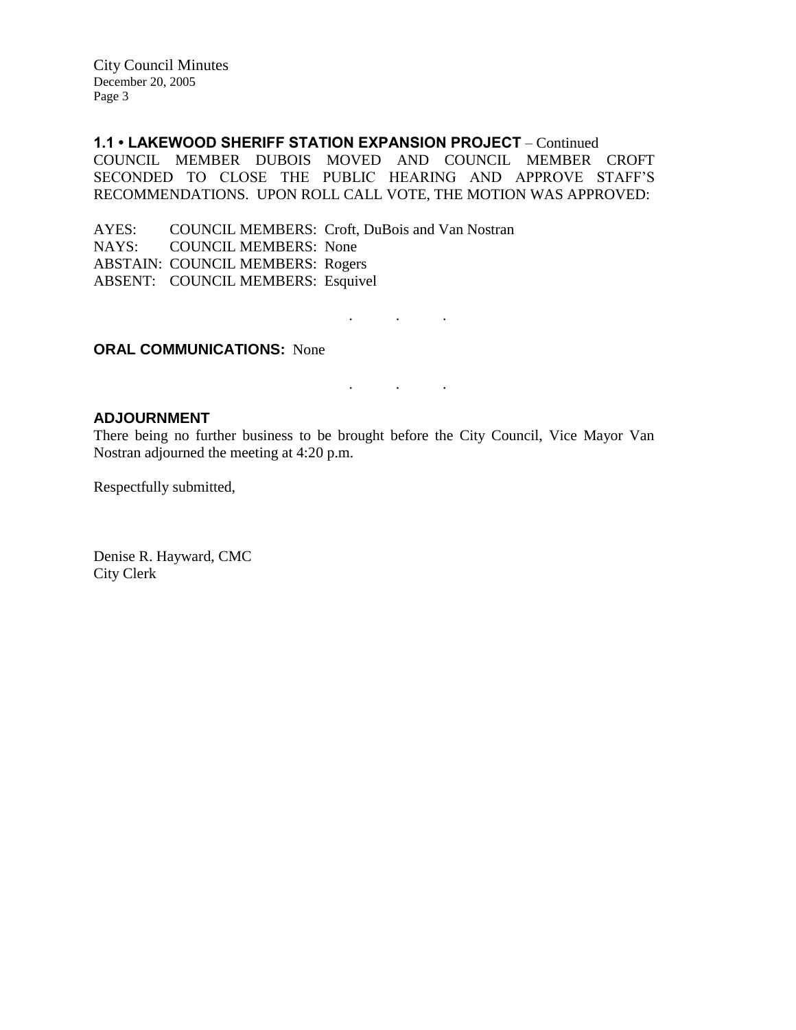**1.1 • LAKEWOOD SHERIFF STATION EXPANSION PROJECT** – Continued
COUNCIL MEMBER DUBOIS MOVED AND COUNCIL MEMBER CROFT SECONDED TO CLOSE THE PUBLIC HEARING AND APPROVE STAFF'S RECOMMENDATIONS. UPON ROLL CALL VOTE, THE MOTION WAS APPROVED:

AYES: COUNCIL MEMBERS: Croft, DuBois and Van Nostran
NAYS: COUNCIL MEMBERS: None
ABSTAIN: COUNCIL MEMBERS: Rogers
ABSENT: COUNCIL MEMBERS: Esquivel

. . .

**ORAL COMMUNICATIONS:** None

. . .

**ADJOURNMENT**

There being no further business to be brought before the City Council, Vice Mayor Van Nostran adjourned the meeting at 4:20 p.m.

Respectfully submitted,

Denise R. Hayward, CMC
City Clerk